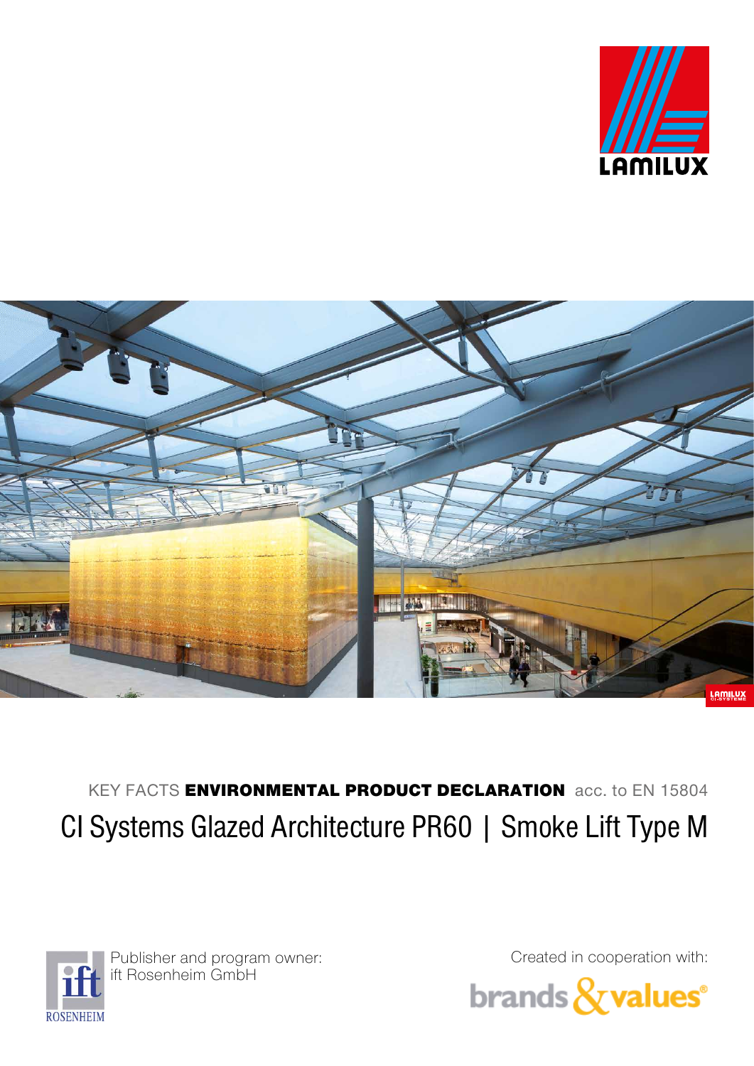LAMILUX

KEY FACTS **ENVIRONMENTAL PRODUCT DECLARATION** acc. to EN 15804

# CI Systems Glazed Architecture PR60 | Smoke Lift Type M

Publisher and program owner:
ift Rosenheim GmbH

Created in cooperation with:
brands & values®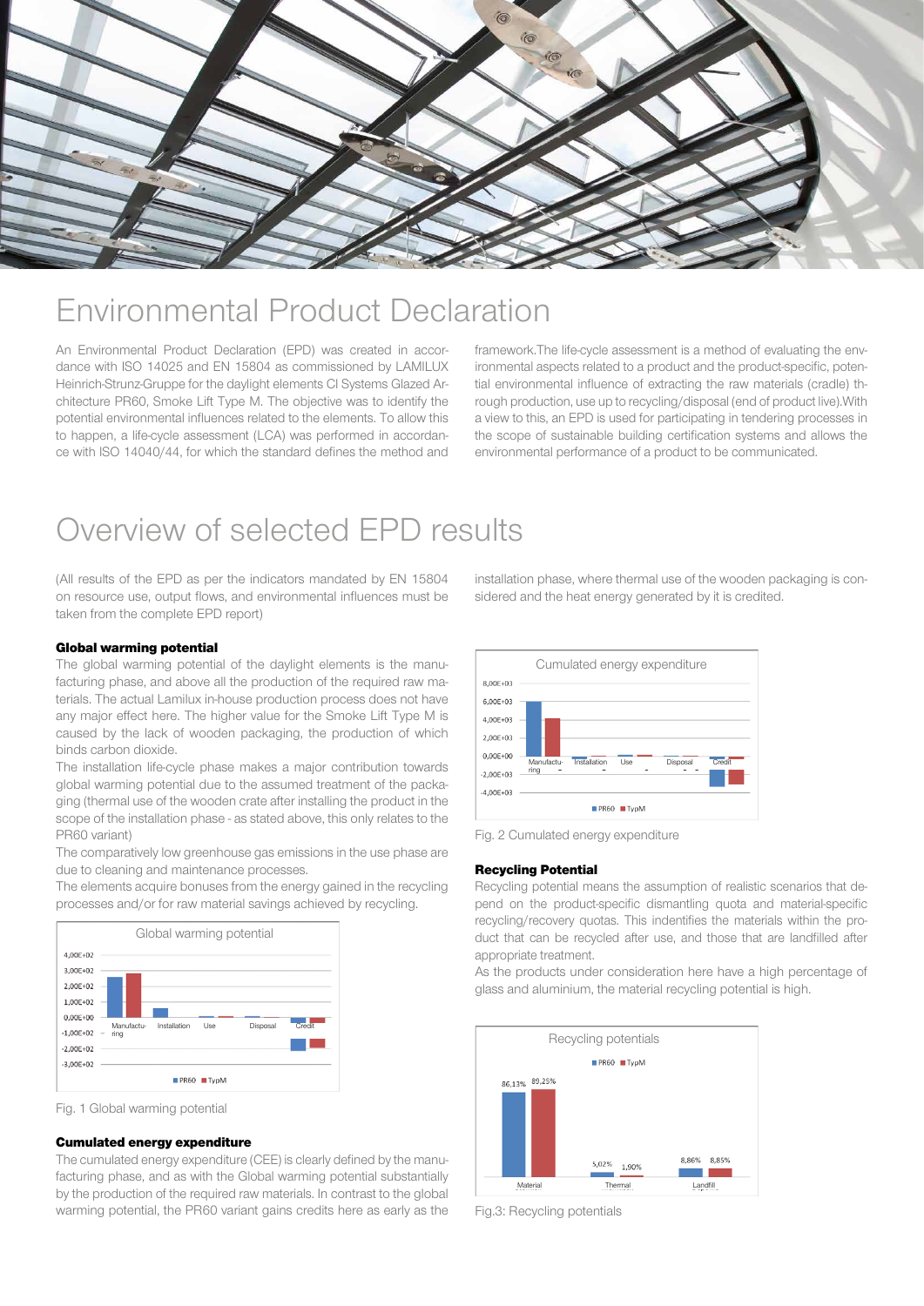# Environmental Product Declaration

An Environmental Product Declaration (EPD) was created in accordance with ISO 14025 and EN 15804 as commissioned by LAMILUX Heinrich-Strunz-Gruppe for the daylight elements CI Systems Glazed Architecture PR60, Smoke Lift Type M. The objective was to identify the potential environmental influences related to the elements. To allow this to happen, a life-cycle assessment (LCA) was performed in accordance with ISO 14040/44, for which the standard defines the method and framework.The life-cycle assessment is a method of evaluating the environmental aspects related to a product and the product-specific, potential environmental influence of extracting the raw materials (cradle) through production, use up to recycling/disposal (end of product live).With a view to this, an EPD is used for participating in tendering processes in the scope of sustainable building certification systems and allows the environmental performance of a product to be communicated.

# Overview of selected EPD results

(All results of the EPD as per the indicators mandated by EN 15804 on resource use, output flows, and environmental influences must be taken from the complete EPD report)

### Global warming potential

The global warming potential of the daylight elements is the manufacturing phase, and above all the production of the required raw materials. The actual Lamilux in-house production process does not have any major effect here. The higher value for the Smoke Lift Type M is caused by the lack of wooden packaging, the production of which binds carbon dioxide.

The installation life-cycle phase makes a major contribution towards global warming potential due to the assumed treatment of the packaging (thermal use of the wooden crate after installing the product in the scope of the installation phase - as stated above, this only relates to the PR60 variant)

The comparatively low greenhouse gas emissions in the use phase are due to cleaning and maintenance processes.

The elements acquire bonuses from the energy gained in the recycling processes and/or for raw material savings achieved by recycling.

Global warming potential

4,00E+02
3,00E+02
2,00E+02
1,00E+02
0,00E+00
-1,00E+02
-2,00E+02
-3,00E+02

Manufactu-ring
Installation
Use
Disposal
Credit

PR60 TypM

Fig. 1 Global warming potential

### Cumulated energy expenditure

The cumulated energy expenditure (CEE) is clearly defined by the manufacturing phase, and as with the Global warming potential substantially by the production of the required raw materials. In contrast to the global warming potential, the PR60 variant gains credits here as early as the installation phase, where thermal use of the wooden packaging is considered and the heat energy generated by it is credited.

Cumulated energy expenditure

8,00E+03
6,00E+03
4,00E+03
2,00E+03
0,00E+00
-2,00E+03
-4,00E+03

Manufactu-ring
Installation
Use
Disposal
Credit

PR60 TypM

Fig. 2 Cumulated energy expenditure

### Recycling Potential

Recycling potential means the assumption of realistic scenarios that depend on the product-specific dismantling quota and material-specific recycling/recovery quotas. This indentifies the materials within the product that can be recycled after use, and those that are landfilled after appropriate treatment.

As the products under consideration here have a high percentage of glass and aluminium, the material recycling potential is high.

Recycling potentials

PR60 TypM

86,13%
89,25%
5,02%
1,90%
8,86%
8,85%

Material
Thermal
Landfill

Fig.3: Recycling potentials